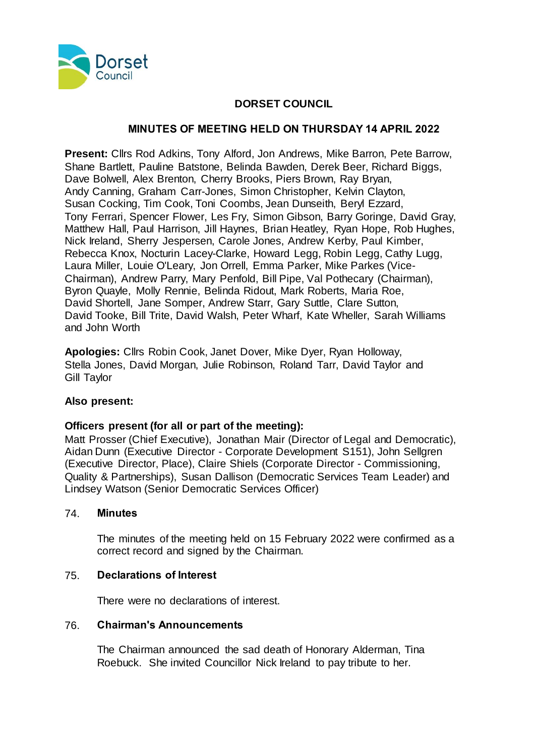Dorset Council

# DORSET COUNCIL

## MINUTES OF MEETING HELD ON THURSDAY 14 APRIL 2022

**Present:** Cllrs Rod Adkins, Tony Alford, Jon Andrews, Mike Barron, Pete Barrow, Shane Bartlett, Pauline Batstone, Belinda Bawden, Derek Beer, Richard Biggs, Dave Bolwell, Alex Brenton, Cherry Brooks, Piers Brown, Ray Bryan, Andy Canning, Graham Carr-Jones, Simon Christopher, Kelvin Clayton, Susan Cocking, Tim Cook, Toni Coombs, Jean Dunseith, Beryl Ezzard, Tony Ferrari, Spencer Flower, Les Fry, Simon Gibson, Barry Goringe, David Gray, Matthew Hall, Paul Harrison, Jill Haynes, Brian Heatley, Ryan Hope, Rob Hughes, Nick Ireland, Sherry Jespersen, Carole Jones, Andrew Kerby, Paul Kimber, Rebecca Knox, Nocturin Lacey-Clarke, Howard Legg, Robin Legg, Cathy Lugg, Laura Miller, Louie O'Leary, Jon Orrell, Emma Parker, Mike Parkes (Vice-Chairman), Andrew Parry, Mary Penfold, Bill Pipe, Val Pothecary (Chairman), Byron Quayle, Molly Rennie, Belinda Ridout, Mark Roberts, Maria Roe, David Shortell, Jane Somper, Andrew Starr, Gary Suttle, Clare Sutton, David Tooke, Bill Trite, David Walsh, Peter Wharf, Kate Wheller, Sarah Williams and John Worth

**Apologies:** Cllrs Robin Cook, Janet Dover, Mike Dyer, Ryan Holloway, Stella Jones, David Morgan, Julie Robinson, Roland Tarr, David Taylor and Gill Taylor

**Also present:**

**Officers present (for all or part of the meeting):**
Matt Prosser (Chief Executive), Jonathan Mair (Director of Legal and Democratic), Aidan Dunn (Executive Director - Corporate Development S151), John Sellgren (Executive Director, Place), Claire Shiels (Corporate Director - Commissioning, Quality & Partnerships), Susan Dallison (Democratic Services Team Leader) and Lindsey Watson (Senior Democratic Services Officer)

### 74. Minutes

The minutes of the meeting held on 15 February 2022 were confirmed as a correct record and signed by the Chairman.

### 75. Declarations of Interest

There were no declarations of interest.

### 76. Chairman's Announcements

The Chairman announced the sad death of Honorary Alderman, Tina Roebuck. She invited Councillor Nick Ireland to pay tribute to her.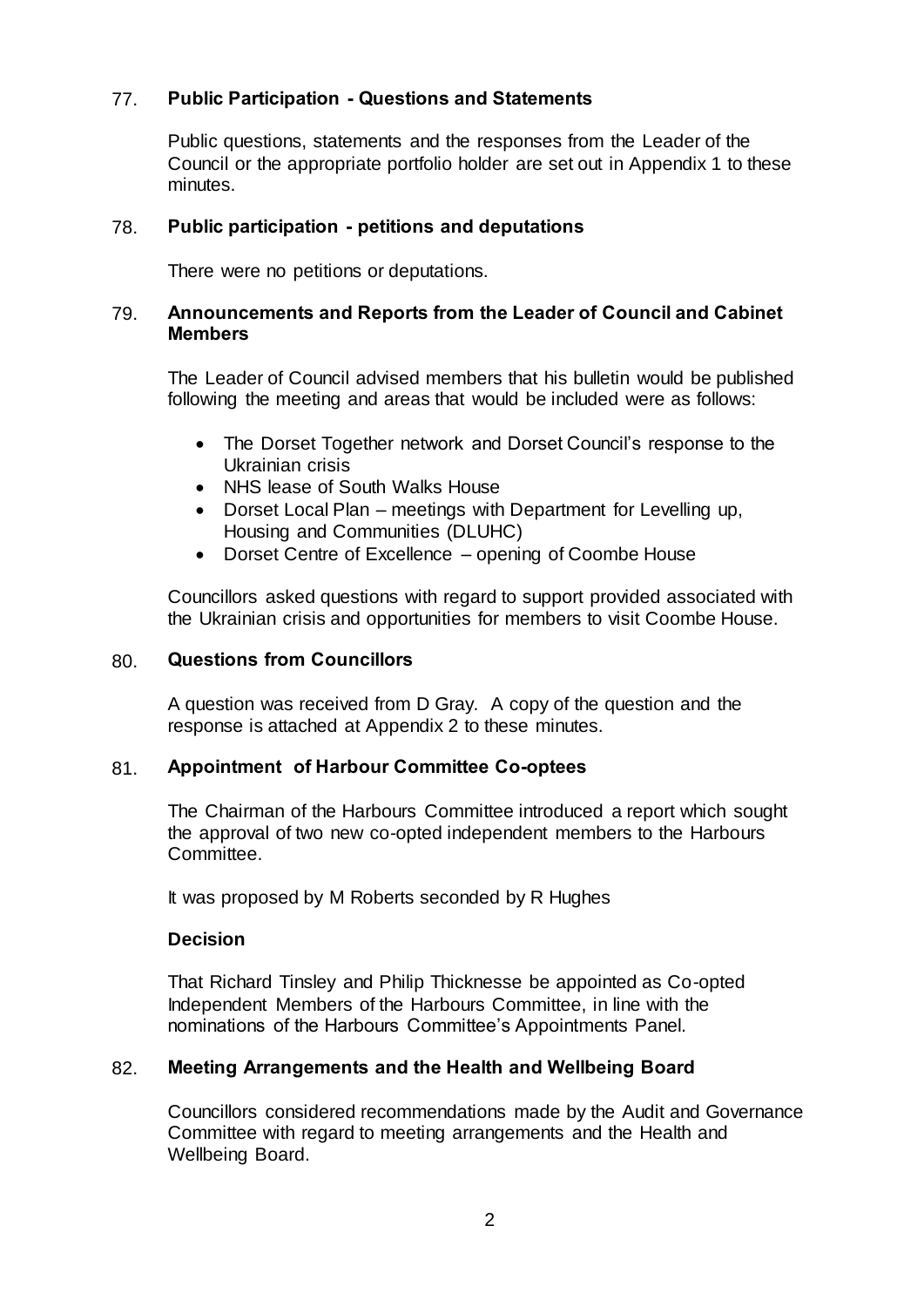## 77. Public Participation - Questions and Statements

Public questions, statements and the responses from the Leader of the Council or the appropriate portfolio holder are set out in Appendix 1 to these minutes.

## 78. Public participation - petitions and deputations

There were no petitions or deputations.

## 79. Announcements and Reports from the Leader of Council and Cabinet Members

The Leader of Council advised members that his bulletin would be published following the meeting and areas that would be included were as follows:

- The Dorset Together network and Dorset Council's response to the Ukrainian crisis
- NHS lease of South Walks House
- Dorset Local Plan – meetings with Department for Levelling up, Housing and Communities (DLUHC)
- Dorset Centre of Excellence – opening of Coombe House

Councillors asked questions with regard to support provided associated with the Ukrainian crisis and opportunities for members to visit Coombe House.

## 80. Questions from Councillors

A question was received from D Gray. A copy of the question and the response is attached at Appendix 2 to these minutes.

## 81. Appointment of Harbour Committee Co-optees

The Chairman of the Harbours Committee introduced a report which sought the approval of two new co-opted independent members to the Harbours Committee.

It was proposed by M Roberts seconded by R Hughes

**Decision**

That Richard Tinsley and Philip Thicknesse be appointed as Co-opted Independent Members of the Harbours Committee, in line with the nominations of the Harbours Committee's Appointments Panel.

## 82. Meeting Arrangements and the Health and Wellbeing Board

Councillors considered recommendations made by the Audit and Governance Committee with regard to meeting arrangements and the Health and Wellbeing Board.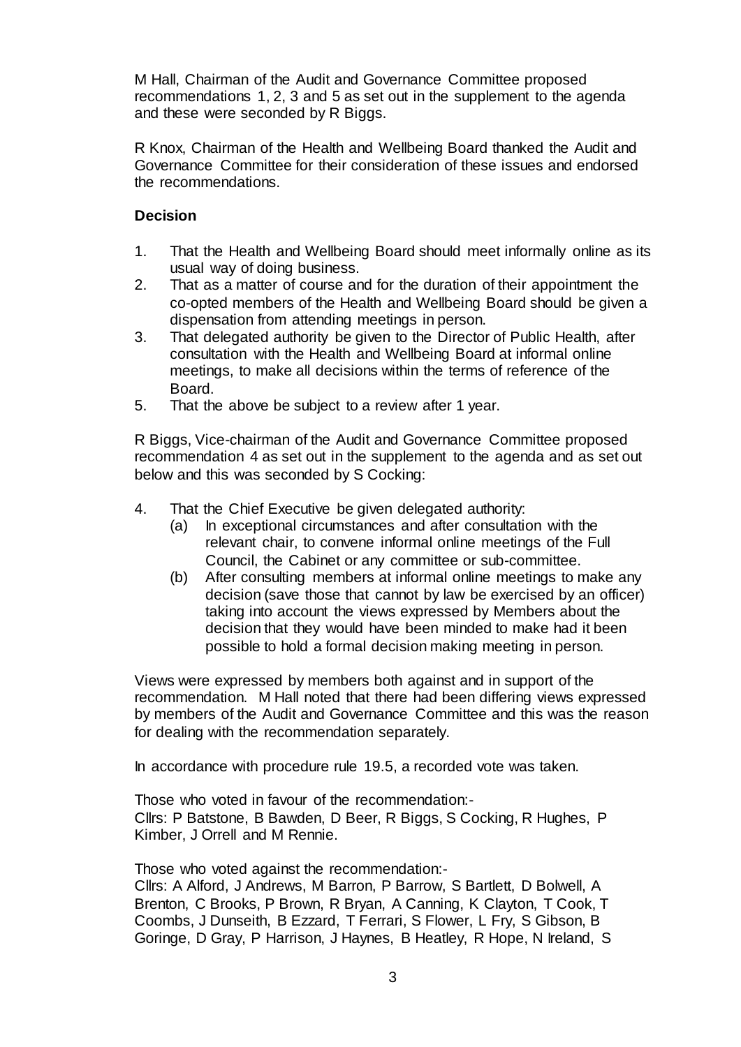M Hall, Chairman of the Audit and Governance Committee proposed recommendations 1, 2, 3 and 5 as set out in the supplement to the agenda and these were seconded by R Biggs.

R Knox, Chairman of the Health and Wellbeing Board thanked the Audit and Governance Committee for their consideration of these issues and endorsed the recommendations.

**Decision**

1. That the Health and Wellbeing Board should meet informally online as its usual way of doing business.
2. That as a matter of course and for the duration of their appointment the co-opted members of the Health and Wellbeing Board should be given a dispensation from attending meetings in person.
3. That delegated authority be given to the Director of Public Health, after consultation with the Health and Wellbeing Board at informal online meetings, to make all decisions within the terms of reference of the Board.
5. That the above be subject to a review after 1 year.

R Biggs, Vice-chairman of the Audit and Governance Committee proposed recommendation 4 as set out in the supplement to the agenda and as set out below and this was seconded by S Cocking:

4. That the Chief Executive be given delegated authority:
   (a) In exceptional circumstances and after consultation with the relevant chair, to convene informal online meetings of the Full Council, the Cabinet or any committee or sub-committee.
   (b) After consulting members at informal online meetings to make any decision (save those that cannot by law be exercised by an officer) taking into account the views expressed by Members about the decision that they would have been minded to make had it been possible to hold a formal decision making meeting in person.

Views were expressed by members both against and in support of the recommendation. M Hall noted that there had been differing views expressed by members of the Audit and Governance Committee and this was the reason for dealing with the recommendation separately.

In accordance with procedure rule 19.5, a recorded vote was taken.

Those who voted in favour of the recommendation:-
Cllrs: P Batstone, B Bawden, D Beer, R Biggs, S Cocking, R Hughes, P Kimber, J Orrell and M Rennie.

Those who voted against the recommendation:-
Cllrs: A Alford, J Andrews, M Barron, P Barrow, S Bartlett, D Bolwell, A Brenton, C Brooks, P Brown, R Bryan, A Canning, K Clayton, T Cook, T Coombs, J Dunseith, B Ezzard, T Ferrari, S Flower, L Fry, S Gibson, B Goringe, D Gray, P Harrison, J Haynes, B Heatley, R Hope, N Ireland, S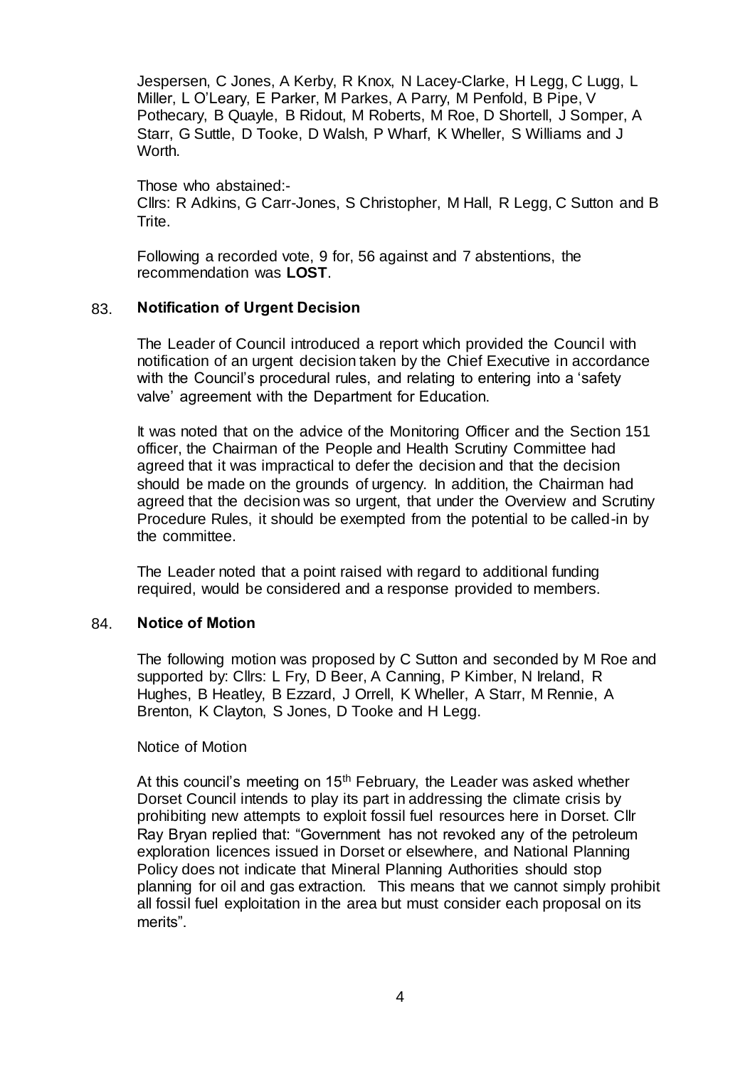Jespersen, C Jones, A Kerby, R Knox, N Lacey-Clarke, H Legg, C Lugg, L Miller, L O'Leary, E Parker, M Parkes, A Parry, M Penfold, B Pipe, V Pothecary, B Quayle, B Ridout, M Roberts, M Roe, D Shortell, J Somper, A Starr, G Suttle, D Tooke, D Walsh, P Wharf, K Wheller, S Williams and J Worth.

Those who abstained:-
Cllrs: R Adkins, G Carr-Jones, S Christopher, M Hall, R Legg, C Sutton and B Trite.

Following a recorded vote, 9 for, 56 against and 7 abstentions, the recommendation was **LOST**.

## 83. Notification of Urgent Decision

The Leader of Council introduced a report which provided the Council with notification of an urgent decision taken by the Chief Executive in accordance with the Council's procedural rules, and relating to entering into a 'safety valve' agreement with the Department for Education.

It was noted that on the advice of the Monitoring Officer and the Section 151 officer, the Chairman of the People and Health Scrutiny Committee had agreed that it was impractical to defer the decision and that the decision should be made on the grounds of urgency. In addition, the Chairman had agreed that the decision was so urgent, that under the Overview and Scrutiny Procedure Rules, it should be exempted from the potential to be called-in by the committee.

The Leader noted that a point raised with regard to additional funding required, would be considered and a response provided to members.

## 84. Notice of Motion

The following motion was proposed by C Sutton and seconded by M Roe and supported by: Cllrs: L Fry, D Beer, A Canning, P Kimber, N Ireland, R Hughes, B Heatley, B Ezzard, J Orrell, K Wheller, A Starr, M Rennie, A Brenton, K Clayton, S Jones, D Tooke and H Legg.

Notice of Motion

At this council's meeting on 15th February, the Leader was asked whether Dorset Council intends to play its part in addressing the climate crisis by prohibiting new attempts to exploit fossil fuel resources here in Dorset. Cllr Ray Bryan replied that: "Government has not revoked any of the petroleum exploration licences issued in Dorset or elsewhere, and National Planning Policy does not indicate that Mineral Planning Authorities should stop planning for oil and gas extraction. This means that we cannot simply prohibit all fossil fuel exploitation in the area but must consider each proposal on its merits".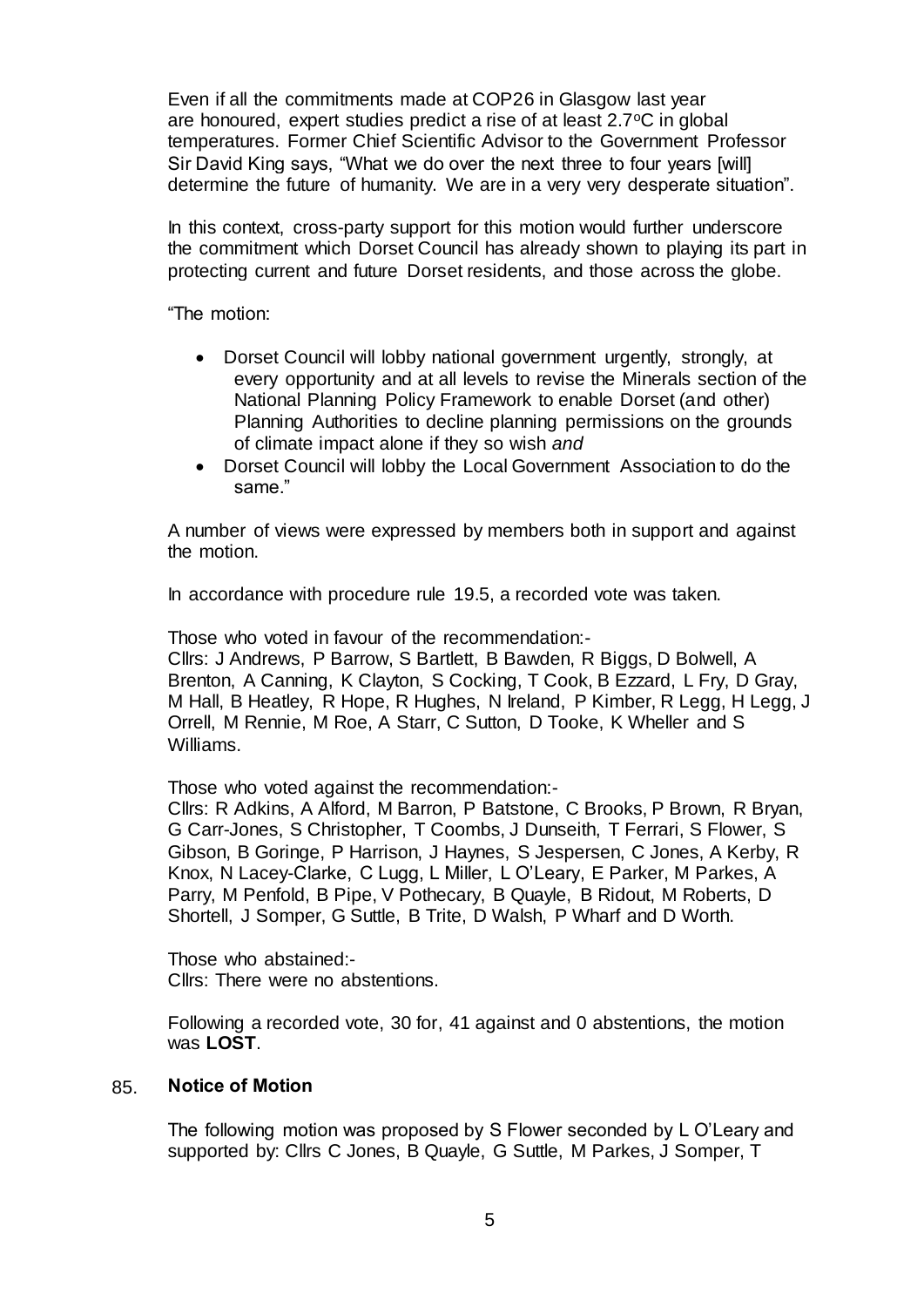Even if all the commitments made at COP26 in Glasgow last year are honoured, expert studies predict a rise of at least 2.7°C in global temperatures. Former Chief Scientific Advisor to the Government Professor Sir David King says, "What we do over the next three to four years [will] determine the future of humanity. We are in a very very desperate situation".

In this context, cross-party support for this motion would further underscore the commitment which Dorset Council has already shown to playing its part in protecting current and future Dorset residents, and those across the globe.

"The motion:

- Dorset Council will lobby national government urgently, strongly, at every opportunity and at all levels to revise the Minerals section of the National Planning Policy Framework to enable Dorset (and other) Planning Authorities to decline planning permissions on the grounds of climate impact alone if they so wish *and*
- Dorset Council will lobby the Local Government Association to do the same."

A number of views were expressed by members both in support and against the motion.

In accordance with procedure rule 19.5, a recorded vote was taken.

Those who voted in favour of the recommendation:-
Cllrs: J Andrews, P Barrow, S Bartlett, B Bawden, R Biggs, D Bolwell, A Brenton, A Canning, K Clayton, S Cocking, T Cook, B Ezzard, L Fry, D Gray, M Hall, B Heatley, R Hope, R Hughes, N Ireland, P Kimber, R Legg, H Legg, J Orrell, M Rennie, M Roe, A Starr, C Sutton, D Tooke, K Wheller and S Williams.

Those who voted against the recommendation:-
Cllrs: R Adkins, A Alford, M Barron, P Batstone, C Brooks, P Brown, R Bryan, G Carr-Jones, S Christopher, T Coombs, J Dunseith, T Ferrari, S Flower, S Gibson, B Goringe, P Harrison, J Haynes, S Jespersen, C Jones, A Kerby, R Knox, N Lacey-Clarke, C Lugg, L Miller, L O'Leary, E Parker, M Parkes, A Parry, M Penfold, B Pipe, V Pothecary, B Quayle, B Ridout, M Roberts, D Shortell, J Somper, G Suttle, B Trite, D Walsh, P Wharf and D Worth.

Those who abstained:-
Cllrs: There were no abstentions.

Following a recorded vote, 30 for, 41 against and 0 abstentions, the motion was **LOST**.

## 85. Notice of Motion

The following motion was proposed by S Flower seconded by L O'Leary and supported by: Cllrs C Jones, B Quayle, G Suttle, M Parkes, J Somper, T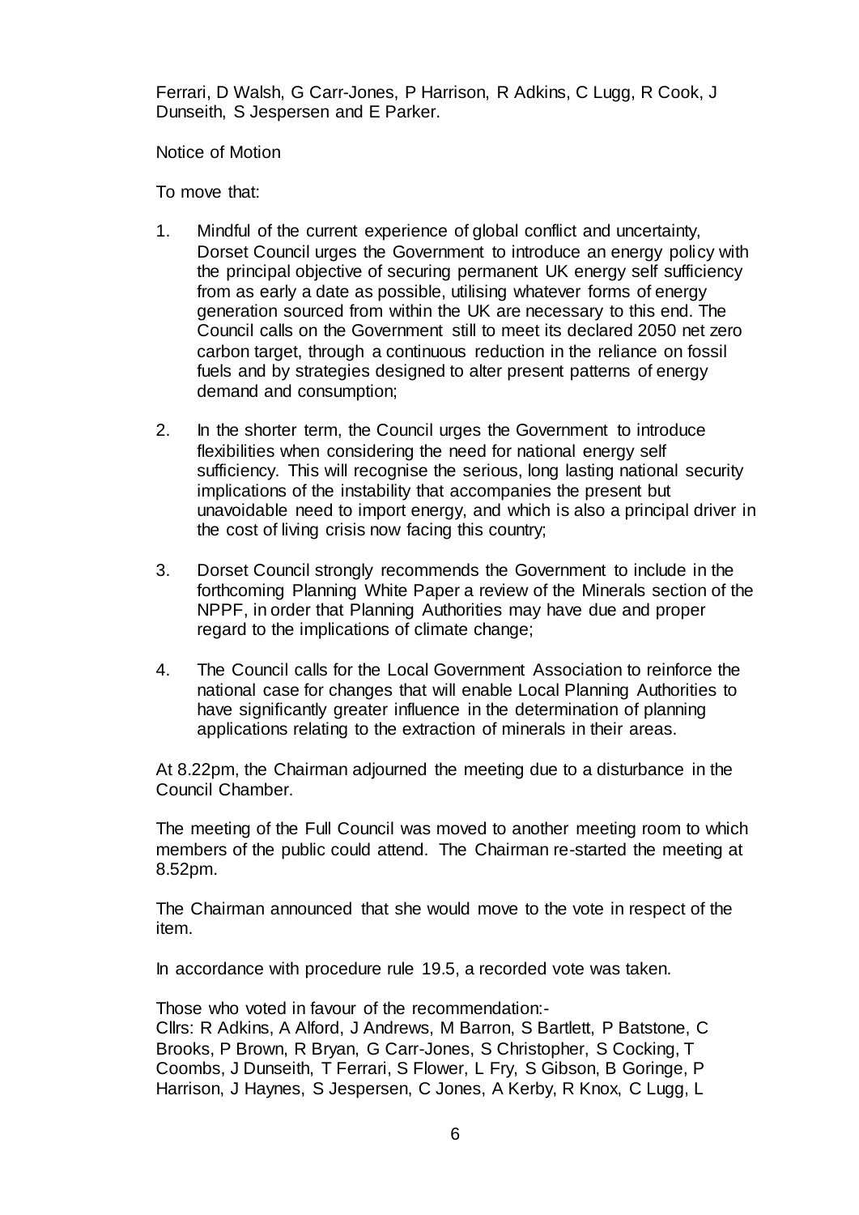Ferrari, D Walsh, G Carr-Jones, P Harrison, R Adkins, C Lugg, R Cook, J Dunseith, S Jespersen and E Parker.

Notice of Motion

To move that:

1. Mindful of the current experience of global conflict and uncertainty, Dorset Council urges the Government to introduce an energy policy with the principal objective of securing permanent UK energy self sufficiency from as early a date as possible, utilising whatever forms of energy generation sourced from within the UK are necessary to this end. The Council calls on the Government still to meet its declared 2050 net zero carbon target, through a continuous reduction in the reliance on fossil fuels and by strategies designed to alter present patterns of energy demand and consumption;

2. In the shorter term, the Council urges the Government to introduce flexibilities when considering the need for national energy self sufficiency. This will recognise the serious, long lasting national security implications of the instability that accompanies the present but unavoidable need to import energy, and which is also a principal driver in the cost of living crisis now facing this country;

3. Dorset Council strongly recommends the Government to include in the forthcoming Planning White Paper a review of the Minerals section of the NPPF, in order that Planning Authorities may have due and proper regard to the implications of climate change;

4. The Council calls for the Local Government Association to reinforce the national case for changes that will enable Local Planning Authorities to have significantly greater influence in the determination of planning applications relating to the extraction of minerals in their areas.

At 8.22pm, the Chairman adjourned the meeting due to a disturbance in the Council Chamber.

The meeting of the Full Council was moved to another meeting room to which members of the public could attend. The Chairman re-started the meeting at 8.52pm.

The Chairman announced that she would move to the vote in respect of the item.

In accordance with procedure rule 19.5, a recorded vote was taken.

Those who voted in favour of the recommendation:-
Cllrs: R Adkins, A Alford, J Andrews, M Barron, S Bartlett, P Batstone, C Brooks, P Brown, R Bryan, G Carr-Jones, S Christopher, S Cocking, T Coombs, J Dunseith, T Ferrari, S Flower, L Fry, S Gibson, B Goringe, P Harrison, J Haynes, S Jespersen, C Jones, A Kerby, R Knox, C Lugg, L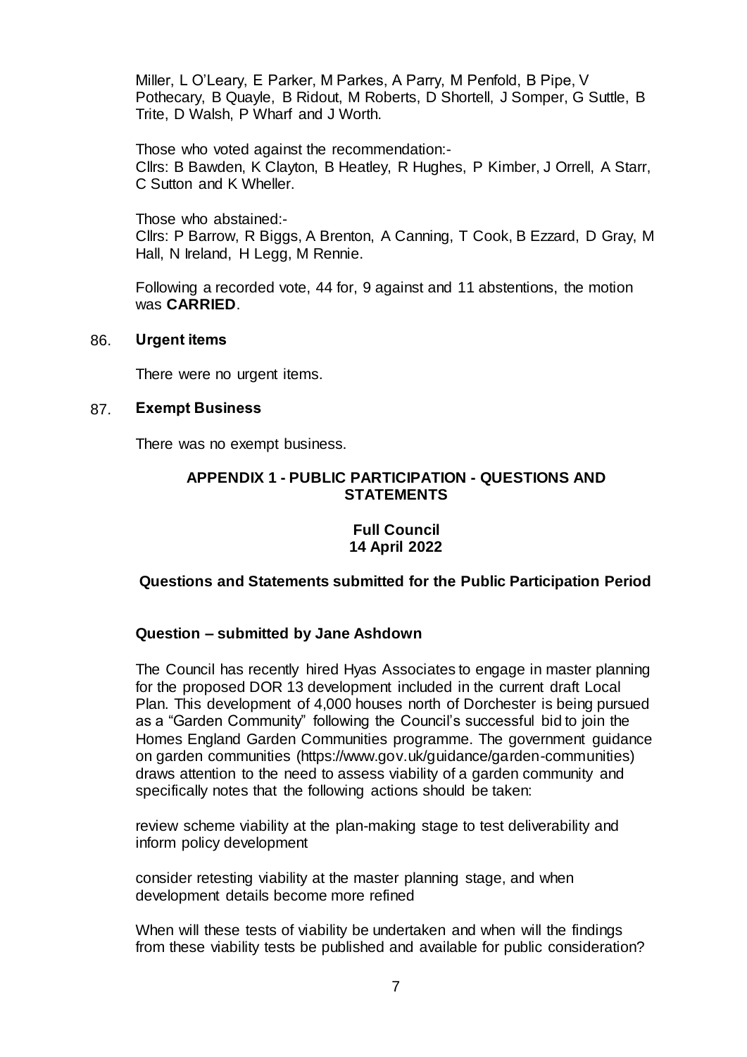Miller, L O'Leary, E Parker, M Parkes, A Parry, M Penfold, B Pipe, V Pothecary, B Quayle, B Ridout, M Roberts, D Shortell, J Somper, G Suttle, B Trite, D Walsh, P Wharf and J Worth.

Those who voted against the recommendation:-
Cllrs: B Bawden, K Clayton, B Heatley, R Hughes, P Kimber, J Orrell, A Starr, C Sutton and K Wheller.

Those who abstained:-
Cllrs: P Barrow, R Biggs, A Brenton, A Canning, T Cook, B Ezzard, D Gray, M Hall, N Ireland, H Legg, M Rennie.

Following a recorded vote, 44 for, 9 against and 11 abstentions, the motion was **CARRIED**.

86. **Urgent items**

There were no urgent items.

87. **Exempt Business**

There was no exempt business.

## APPENDIX 1 - PUBLIC PARTICIPATION - QUESTIONS AND STATEMENTS

### Full Council
### 14 April 2022

### Questions and Statements submitted for the Public Participation Period

**Question – submitted by Jane Ashdown**

The Council has recently hired Hyas Associates to engage in master planning for the proposed DOR 13 development included in the current draft Local Plan. This development of 4,000 houses north of Dorchester is being pursued as a "Garden Community" following the Council's successful bid to join the Homes England Garden Communities programme. The government guidance on garden communities (https://www.gov.uk/guidance/garden-communities) draws attention to the need to assess viability of a garden community and specifically notes that the following actions should be taken:

review scheme viability at the plan-making stage to test deliverability and inform policy development

consider retesting viability at the master planning stage, and when development details become more refined

When will these tests of viability be undertaken and when will the findings from these viability tests be published and available for public consideration?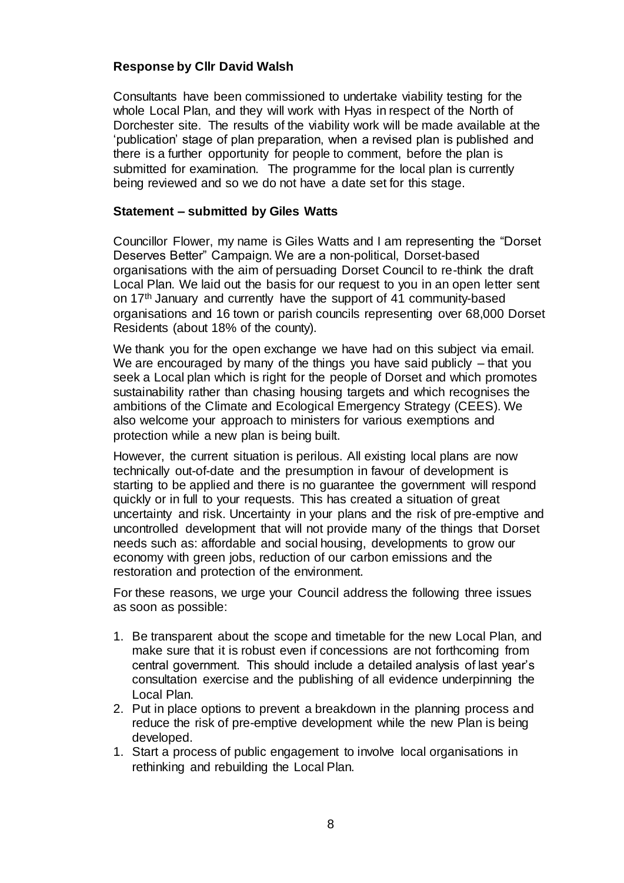**Response by Cllr David Walsh**

Consultants have been commissioned to undertake viability testing for the whole Local Plan, and they will work with Hyas in respect of the North of Dorchester site. The results of the viability work will be made available at the 'publication' stage of plan preparation, when a revised plan is published and there is a further opportunity for people to comment, before the plan is submitted for examination. The programme for the local plan is currently being reviewed and so we do not have a date set for this stage.

**Statement – submitted by Giles Watts**

Councillor Flower, my name is Giles Watts and I am representing the "Dorset Deserves Better" Campaign. We are a non-political, Dorset-based organisations with the aim of persuading Dorset Council to re-think the draft Local Plan. We laid out the basis for our request to you in an open letter sent on 17th January and currently have the support of 41 community-based organisations and 16 town or parish councils representing over 68,000 Dorset Residents (about 18% of the county).

We thank you for the open exchange we have had on this subject via email. We are encouraged by many of the things you have said publicly – that you seek a Local plan which is right for the people of Dorset and which promotes sustainability rather than chasing housing targets and which recognises the ambitions of the Climate and Ecological Emergency Strategy (CEES). We also welcome your approach to ministers for various exemptions and protection while a new plan is being built.

However, the current situation is perilous. All existing local plans are now technically out-of-date and the presumption in favour of development is starting to be applied and there is no guarantee the government will respond quickly or in full to your requests. This has created a situation of great uncertainty and risk. Uncertainty in your plans and the risk of pre-emptive and uncontrolled development that will not provide many of the things that Dorset needs such as: affordable and social housing, developments to grow our economy with green jobs, reduction of our carbon emissions and the restoration and protection of the environment.

For these reasons, we urge your Council address the following three issues as soon as possible:

1. Be transparent about the scope and timetable for the new Local Plan, and make sure that it is robust even if concessions are not forthcoming from central government. This should include a detailed analysis of last year's consultation exercise and the publishing of all evidence underpinning the Local Plan.
2. Put in place options to prevent a breakdown in the planning process and reduce the risk of pre-emptive development while the new Plan is being developed.
1. Start a process of public engagement to involve local organisations in rethinking and rebuilding the Local Plan.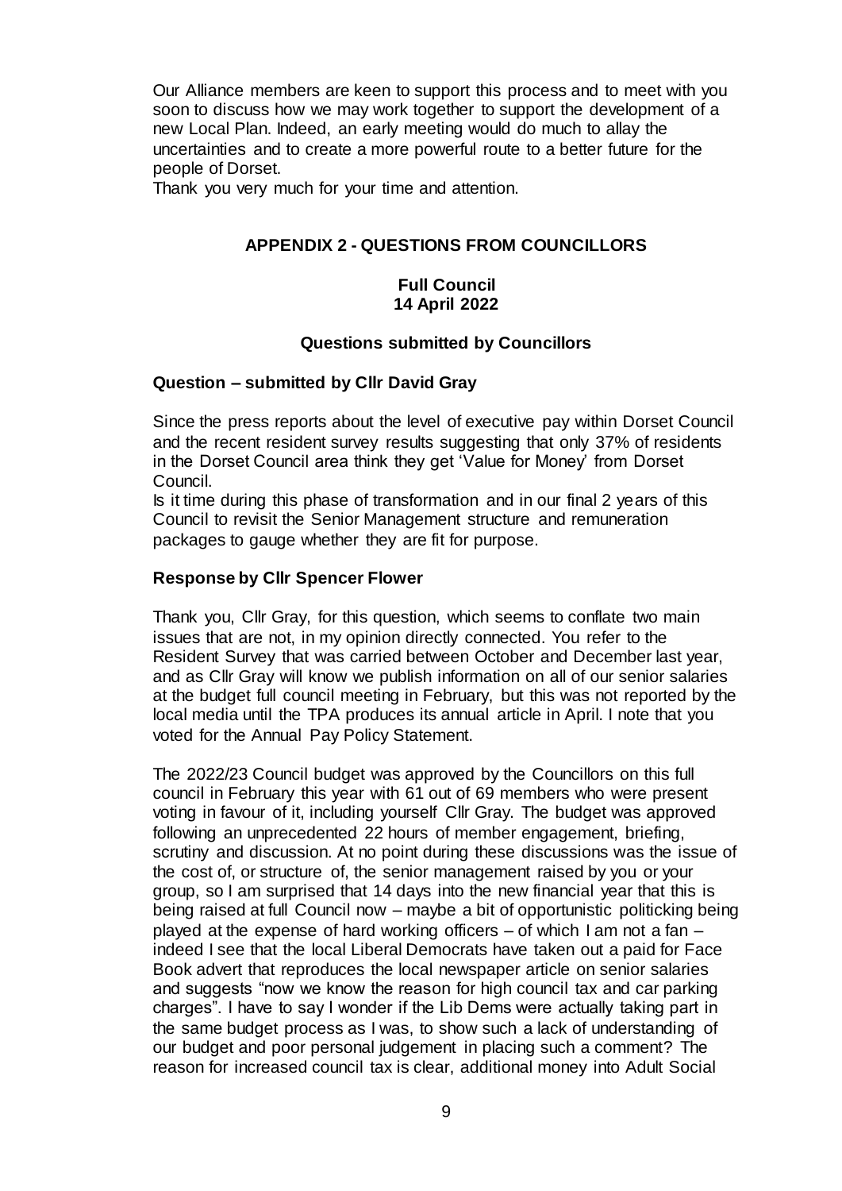Our Alliance members are keen to support this process and to meet with you soon to discuss how we may work together to support the development of a new Local Plan. Indeed, an early meeting would do much to allay the uncertainties and to create a more powerful route to a better future for the people of Dorset.

Thank you very much for your time and attention.

## APPENDIX 2 - QUESTIONS FROM COUNCILLORS

### Full Council
### 14 April 2022

### Questions submitted by Councillors

#### Question – submitted by Cllr David Gray

Since the press reports about the level of executive pay within Dorset Council and the recent resident survey results suggesting that only 37% of residents in the Dorset Council area think they get 'Value for Money' from Dorset Council.

Is it time during this phase of transformation and in our final 2 years of this Council to revisit the Senior Management structure and remuneration packages to gauge whether they are fit for purpose.

#### Response by Cllr Spencer Flower

Thank you, Cllr Gray, for this question, which seems to conflate two main issues that are not, in my opinion directly connected. You refer to the Resident Survey that was carried between October and December last year, and as Cllr Gray will know we publish information on all of our senior salaries at the budget full council meeting in February, but this was not reported by the local media until the TPA produces its annual article in April. I note that you voted for the Annual Pay Policy Statement.

The 2022/23 Council budget was approved by the Councillors on this full council in February this year with 61 out of 69 members who were present voting in favour of it, including yourself Cllr Gray. The budget was approved following an unprecedented 22 hours of member engagement, briefing, scrutiny and discussion. At no point during these discussions was the issue of the cost of, or structure of, the senior management raised by you or your group, so I am surprised that 14 days into the new financial year that this is being raised at full Council now – maybe a bit of opportunistic politicking being played at the expense of hard working officers – of which I am not a fan – indeed I see that the local Liberal Democrats have taken out a paid for Face Book advert that reproduces the local newspaper article on senior salaries and suggests "now we know the reason for high council tax and car parking charges". I have to say I wonder if the Lib Dems were actually taking part in the same budget process as I was, to show such a lack of understanding of our budget and poor personal judgement in placing such a comment? The reason for increased council tax is clear, additional money into Adult Social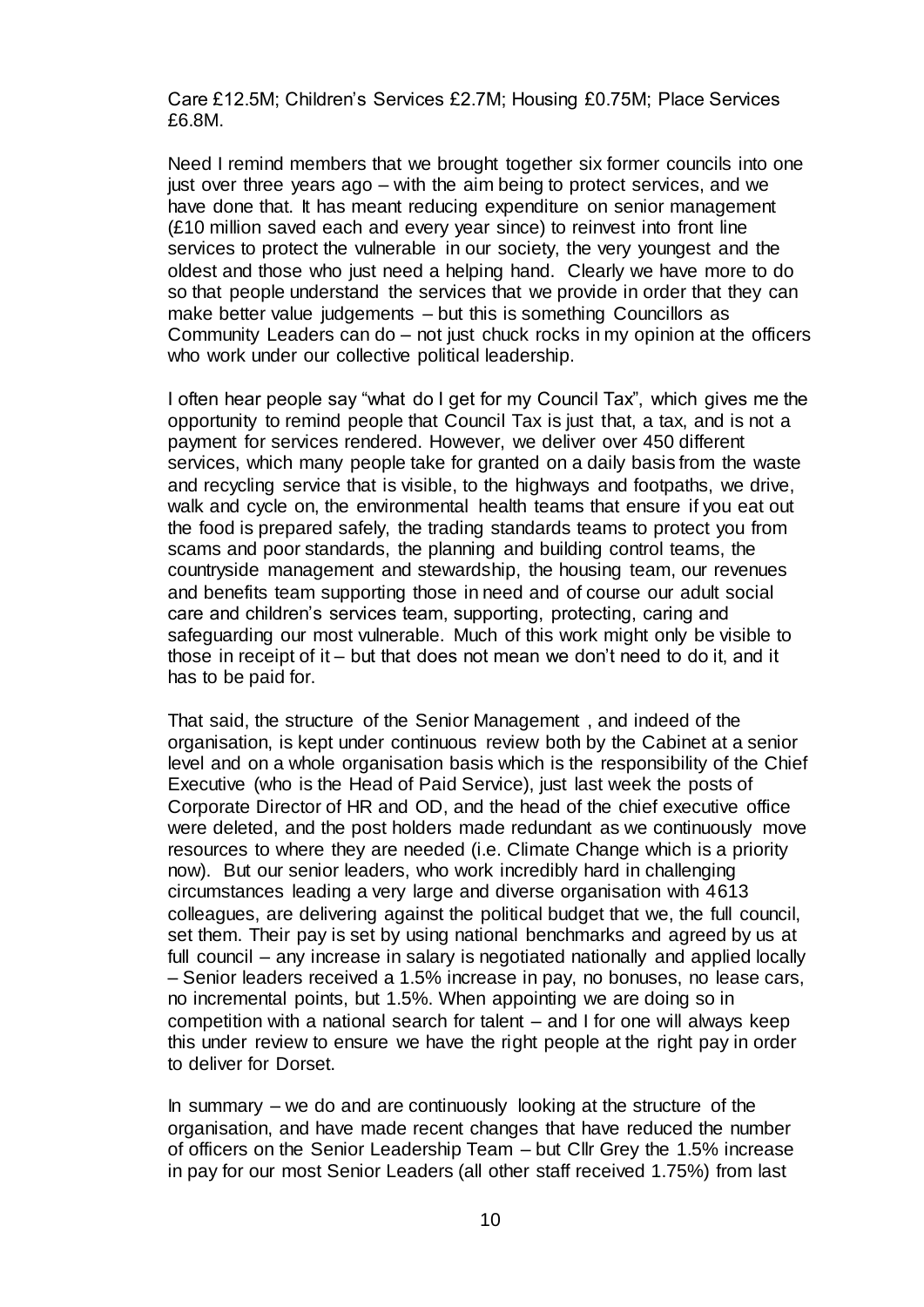Care £12.5M; Children's Services £2.7M; Housing £0.75M; Place Services £6.8M.

Need I remind members that we brought together six former councils into one just over three years ago – with the aim being to protect services, and we have done that. It has meant reducing expenditure on senior management (£10 million saved each and every year since) to reinvest into front line services to protect the vulnerable in our society, the very youngest and the oldest and those who just need a helping hand. Clearly we have more to do so that people understand the services that we provide in order that they can make better value judgements – but this is something Councillors as Community Leaders can do – not just chuck rocks in my opinion at the officers who work under our collective political leadership.

I often hear people say "what do I get for my Council Tax", which gives me the opportunity to remind people that Council Tax is just that, a tax, and is not a payment for services rendered. However, we deliver over 450 different services, which many people take for granted on a daily basis from the waste and recycling service that is visible, to the highways and footpaths, we drive, walk and cycle on, the environmental health teams that ensure if you eat out the food is prepared safely, the trading standards teams to protect you from scams and poor standards, the planning and building control teams, the countryside management and stewardship, the housing team, our revenues and benefits team supporting those in need and of course our adult social care and children's services team, supporting, protecting, caring and safeguarding our most vulnerable. Much of this work might only be visible to those in receipt of it – but that does not mean we don't need to do it, and it has to be paid for.

That said, the structure of the Senior Management , and indeed of the organisation, is kept under continuous review both by the Cabinet at a senior level and on a whole organisation basis which is the responsibility of the Chief Executive (who is the Head of Paid Service), just last week the posts of Corporate Director of HR and OD, and the head of the chief executive office were deleted, and the post holders made redundant as we continuously move resources to where they are needed (i.e. Climate Change which is a priority now). But our senior leaders, who work incredibly hard in challenging circumstances leading a very large and diverse organisation with 4613 colleagues, are delivering against the political budget that we, the full council, set them. Their pay is set by using national benchmarks and agreed by us at full council – any increase in salary is negotiated nationally and applied locally – Senior leaders received a 1.5% increase in pay, no bonuses, no lease cars, no incremental points, but 1.5%. When appointing we are doing so in competition with a national search for talent – and I for one will always keep this under review to ensure we have the right people at the right pay in order to deliver for Dorset.

In summary – we do and are continuously looking at the structure of the organisation, and have made recent changes that have reduced the number of officers on the Senior Leadership Team – but Cllr Grey the 1.5% increase in pay for our most Senior Leaders (all other staff received 1.75%) from last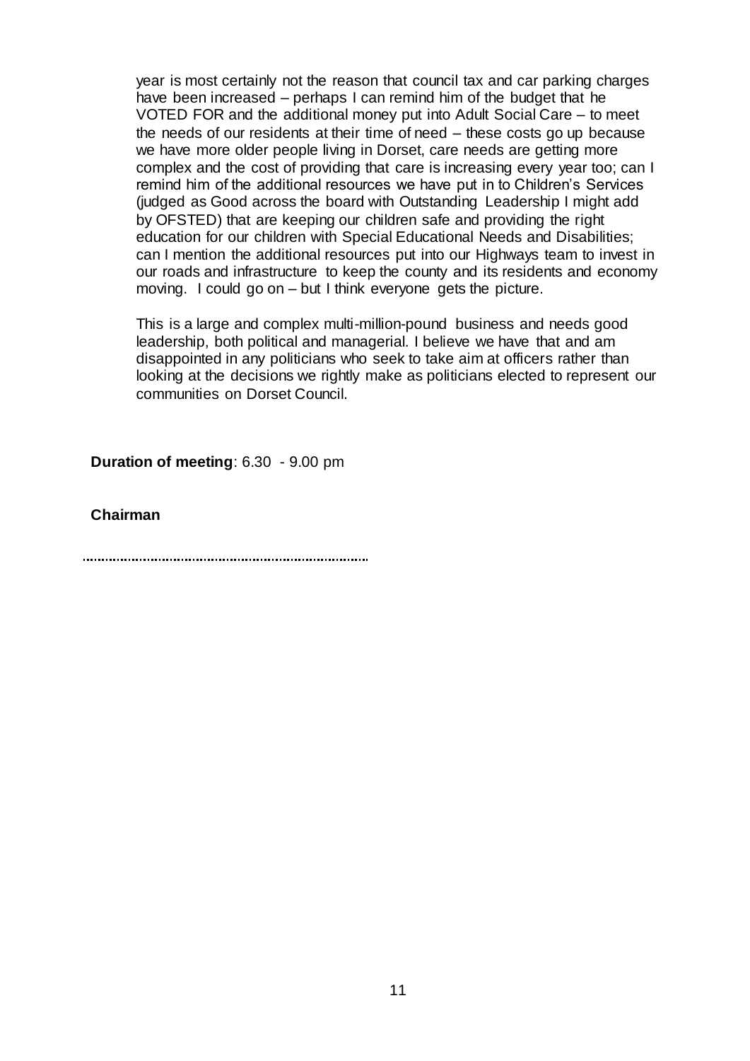year is most certainly not the reason that council tax and car parking charges have been increased – perhaps I can remind him of the budget that he VOTED FOR and the additional money put into Adult Social Care – to meet the needs of our residents at their time of need – these costs go up because we have more older people living in Dorset, care needs are getting more complex and the cost of providing that care is increasing every year too; can I remind him of the additional resources we have put in to Children's Services (judged as Good across the board with Outstanding Leadership I might add by OFSTED) that are keeping our children safe and providing the right education for our children with Special Educational Needs and Disabilities; can I mention the additional resources put into our Highways team to invest in our roads and infrastructure to keep the county and its residents and economy moving. I could go on – but I think everyone gets the picture.

This is a large and complex multi-million-pound business and needs good leadership, both political and managerial. I believe we have that and am disappointed in any politicians who seek to take aim at officers rather than looking at the decisions we rightly make as politicians elected to represent our communities on Dorset Council.

**Duration of meeting**: 6.30 - 9.00 pm

**Chairman**

..............................................................................